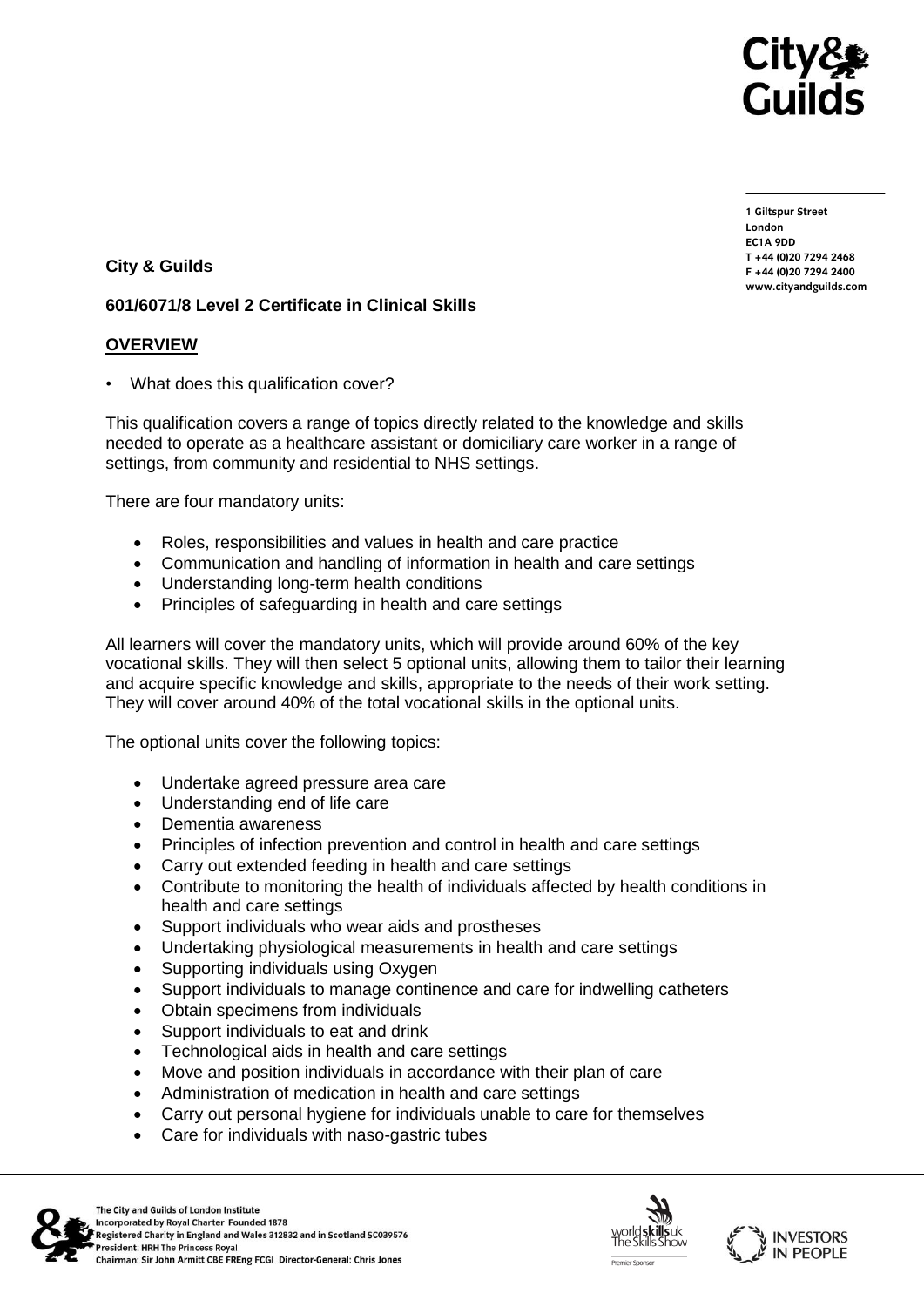1 Giltspur Street
London
EC1A 9DD
T +44 (0)20 7294 2468
F +44 (0)20 7294 2400
www.cityandguilds.com

**City & Guilds**

**601/6071/8 Level 2 Certificate in Clinical Skills**

**OVERVIEW**

- What does this qualification cover?

This qualification covers a range of topics directly related to the knowledge and skills needed to operate as a healthcare assistant or domiciliary care worker in a range of settings, from community and residential to NHS settings.

There are four mandatory units:

- Roles, responsibilities and values in health and care practice
- Communication and handling of information in health and care settings
- Understanding long-term health conditions
- Principles of safeguarding in health and care settings

All learners will cover the mandatory units, which will provide around 60% of the key vocational skills. They will then select 5 optional units, allowing them to tailor their learning and acquire specific knowledge and skills, appropriate to the needs of their work setting. They will cover around 40% of the total vocational skills in the optional units.

The optional units cover the following topics:

- Undertake agreed pressure area care
- Understanding end of life care
- Dementia awareness
- Principles of infection prevention and control in health and care settings
- Carry out extended feeding in health and care settings
- Contribute to monitoring the health of individuals affected by health conditions in health and care settings
- Support individuals who wear aids and prostheses
- Undertaking physiological measurements in health and care settings
- Supporting individuals using Oxygen
- Support individuals to manage continence and care for indwelling catheters
- Obtain specimens from individuals
- Support individuals to eat and drink
- Technological aids in health and care settings
- Move and position individuals in accordance with their plan of care
- Administration of medication in health and care settings
- Carry out personal hygiene for individuals unable to care for themselves
- Care for individuals with naso-gastric tubes

The City and Guilds of London Institute
Incorporated by Royal Charter Founded 1878
Registered Charity in England and Wales 312832 and in Scotland SC039576
President: HRH The Princess Royal
Chairman: Sir John Armitt CBE FREng FCGI Director-General: Chris Jones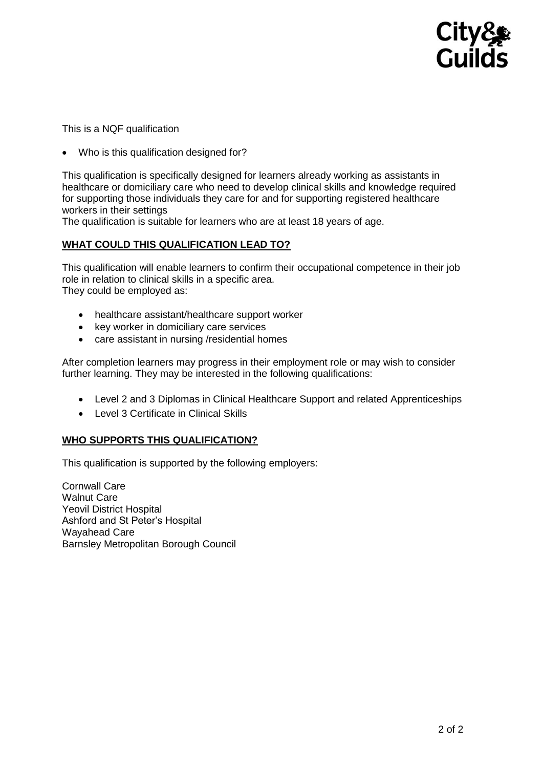This is a NQF qualification

- Who is this qualification designed for?

This qualification is specifically designed for learners already working as assistants in healthcare or domiciliary care who need to develop clinical skills and knowledge required for supporting those individuals they care for and for supporting registered healthcare workers in their settings
The qualification is suitable for learners who are at least 18 years of age.

## WHAT COULD THIS QUALIFICATION LEAD TO?

This qualification will enable learners to confirm their occupational competence in their job role in relation to clinical skills in a specific area.
They could be employed as:

- healthcare assistant/healthcare support worker
- key worker in domiciliary care services
- care assistant in nursing /residential homes

After completion learners may progress in their employment role or may wish to consider further learning. They may be interested in the following qualifications:

- Level 2 and 3 Diplomas in Clinical Healthcare Support and related Apprenticeships
- Level 3 Certificate in Clinical Skills

## WHO SUPPORTS THIS QUALIFICATION?

This qualification is supported by the following employers:

Cornwall Care
Walnut Care
Yeovil District Hospital
Ashford and St Peter's Hospital
Wayahead Care
Barnsley Metropolitan Borough Council